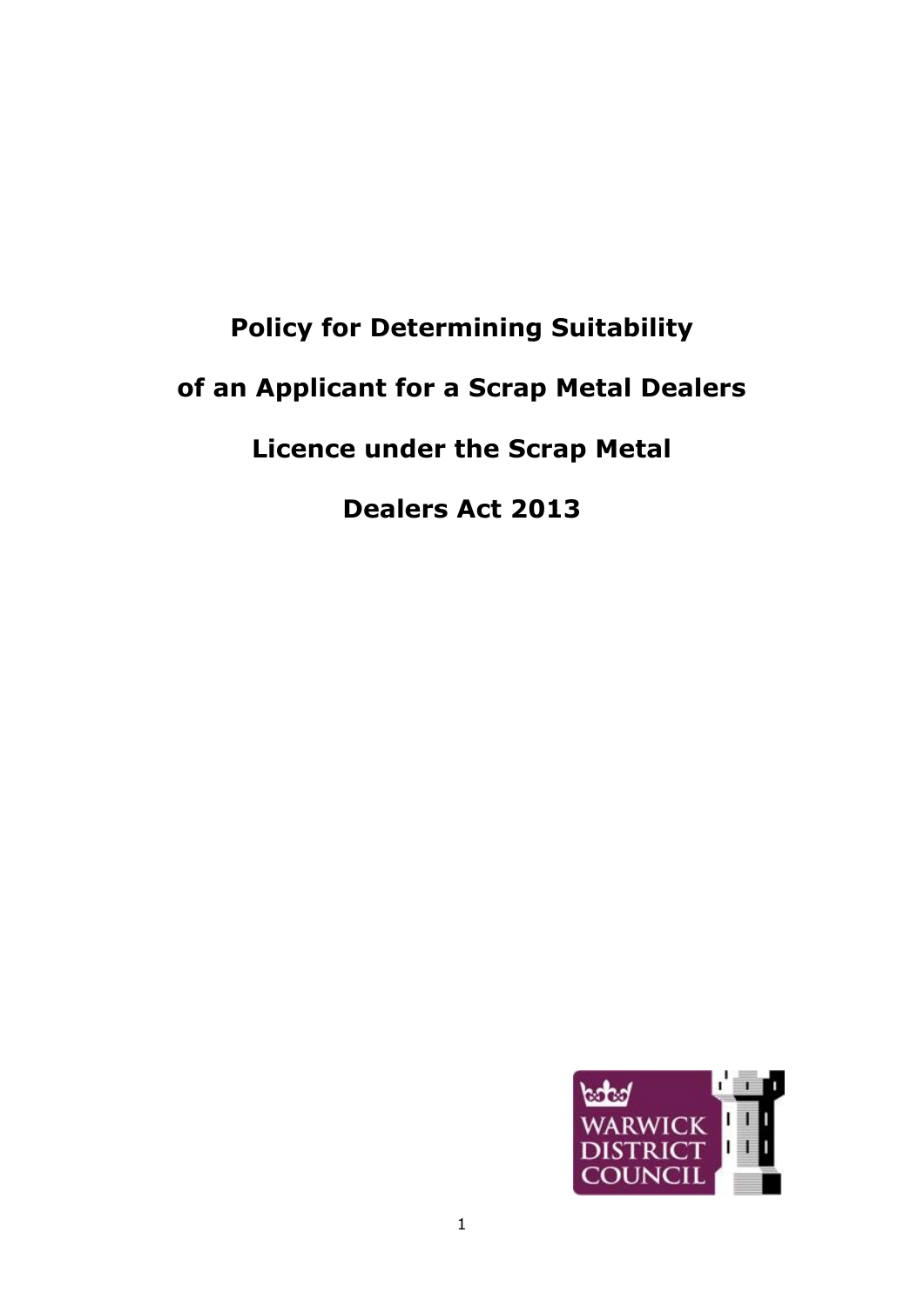# Policy for Determining Suitability of an Applicant for a Scrap Metal Dealers Licence under the Scrap Metal Dealers Act 2013

WARWICK DISTRICT COUNCIL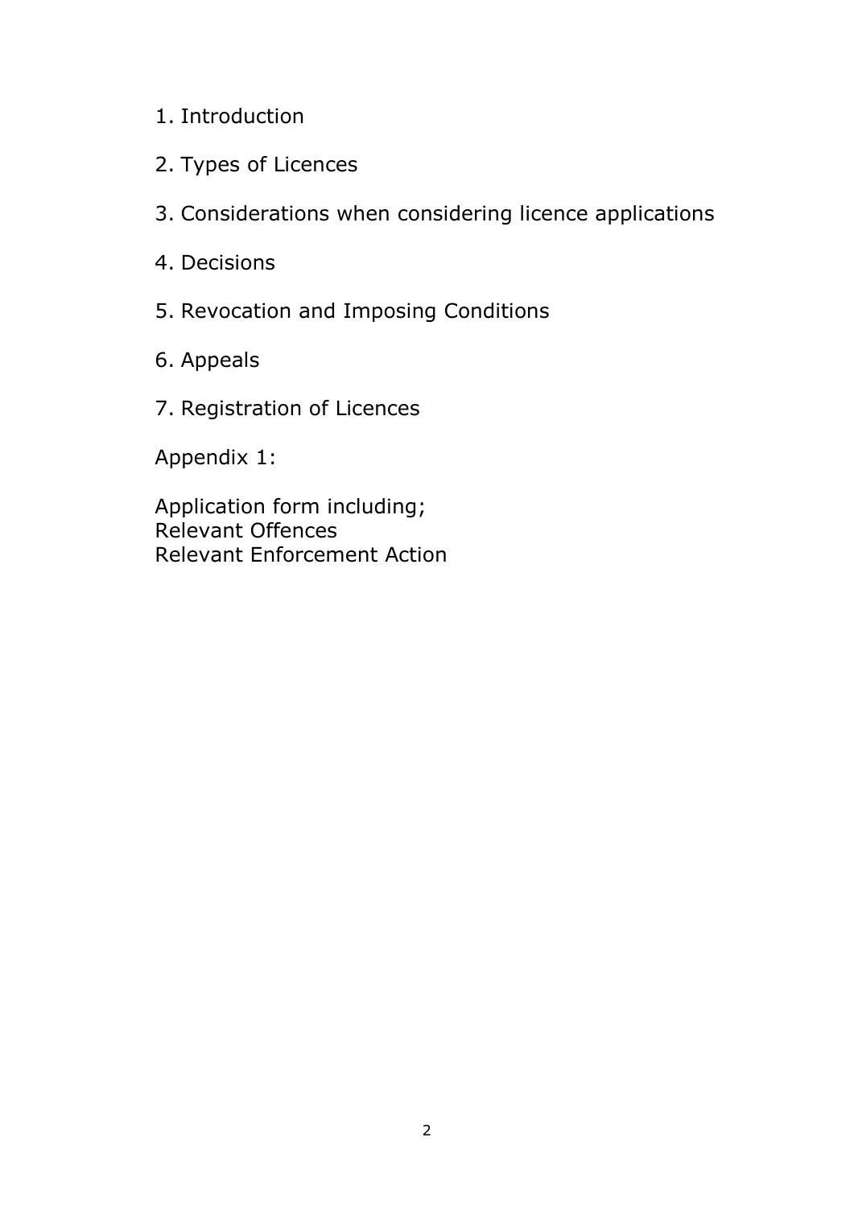1. Introduction
2. Types of Licences
3. Considerations when considering licence applications
4. Decisions
5. Revocation and Imposing Conditions
6. Appeals
7. Registration of Licences

Appendix 1:

Application form including;
Relevant Offences
Relevant Enforcement Action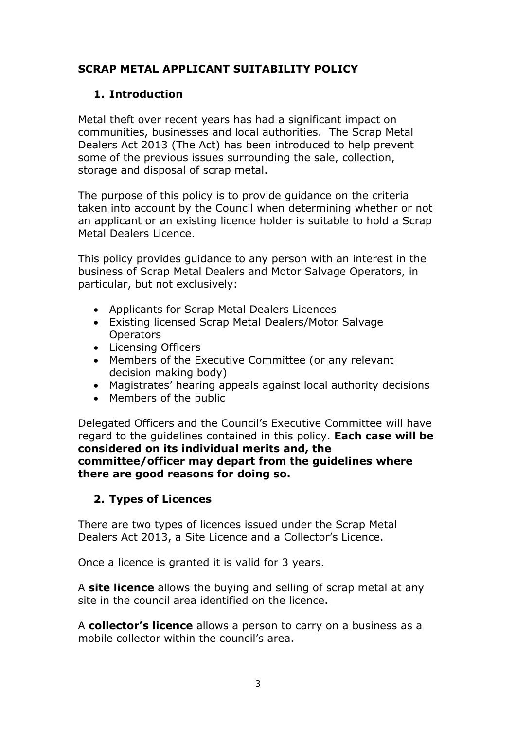# SCRAP METAL APPLICANT SUITABILITY POLICY

## 1. Introduction

Metal theft over recent years has had a significant impact on communities, businesses and local authorities. The Scrap Metal Dealers Act 2013 (The Act) has been introduced to help prevent some of the previous issues surrounding the sale, collection, storage and disposal of scrap metal.

The purpose of this policy is to provide guidance on the criteria taken into account by the Council when determining whether or not an applicant or an existing licence holder is suitable to hold a Scrap Metal Dealers Licence.

This policy provides guidance to any person with an interest in the business of Scrap Metal Dealers and Motor Salvage Operators, in particular, but not exclusively:

- Applicants for Scrap Metal Dealers Licences
- Existing licensed Scrap Metal Dealers/Motor Salvage Operators
- Licensing Officers
- Members of the Executive Committee (or any relevant decision making body)
- Magistrates' hearing appeals against local authority decisions
- Members of the public

Delegated Officers and the Council's Executive Committee will have regard to the guidelines contained in this policy. **Each case will be considered on its individual merits and, the committee/officer may depart from the guidelines where there are good reasons for doing so.**

## 2. Types of Licences

There are two types of licences issued under the Scrap Metal Dealers Act 2013, a Site Licence and a Collector's Licence.

Once a licence is granted it is valid for 3 years.

A **site licence** allows the buying and selling of scrap metal at any site in the council area identified on the licence.

A **collector's licence** allows a person to carry on a business as a mobile collector within the council's area.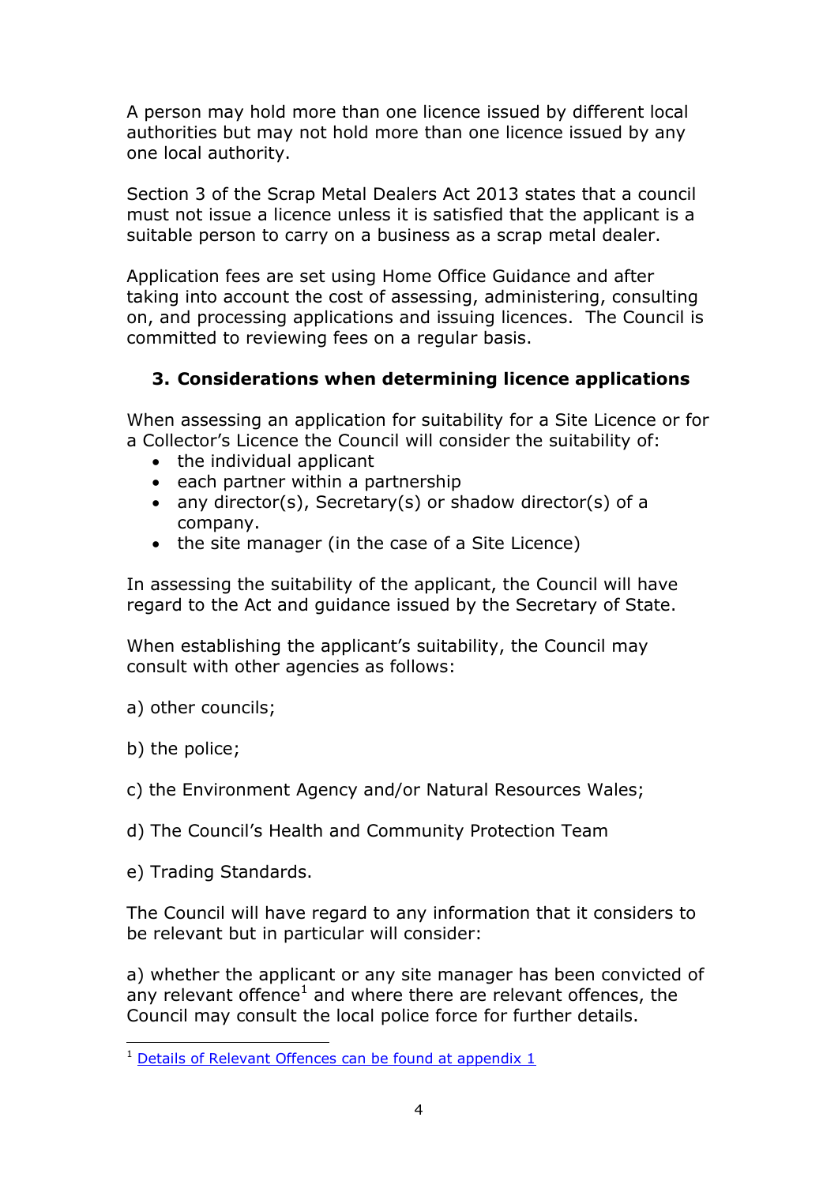A person may hold more than one licence issued by different local authorities but may not hold more than one licence issued by any one local authority.

Section 3 of the Scrap Metal Dealers Act 2013 states that a council must not issue a licence unless it is satisfied that the applicant is a suitable person to carry on a business as a scrap metal dealer.

Application fees are set using Home Office Guidance and after taking into account the cost of assessing, administering, consulting on, and processing applications and issuing licences. The Council is committed to reviewing fees on a regular basis.

## 3. Considerations when determining licence applications

When assessing an application for suitability for a Site Licence or for a Collector's Licence the Council will consider the suitability of:

- the individual applicant
- each partner within a partnership
- any director(s), Secretary(s) or shadow director(s) of a company.
- the site manager (in the case of a Site Licence)

In assessing the suitability of the applicant, the Council will have regard to the Act and guidance issued by the Secretary of State.

When establishing the applicant's suitability, the Council may consult with other agencies as follows:

a) other councils;

b) the police;

c) the Environment Agency and/or Natural Resources Wales;

d) The Council's Health and Community Protection Team

e) Trading Standards.

The Council will have regard to any information that it considers to be relevant but in particular will consider:

a) whether the applicant or any site manager has been convicted of any relevant offence[1] and where there are relevant offences, the Council may consult the local police force for further details.

[1] Details of Relevant Offences can be found at appendix 1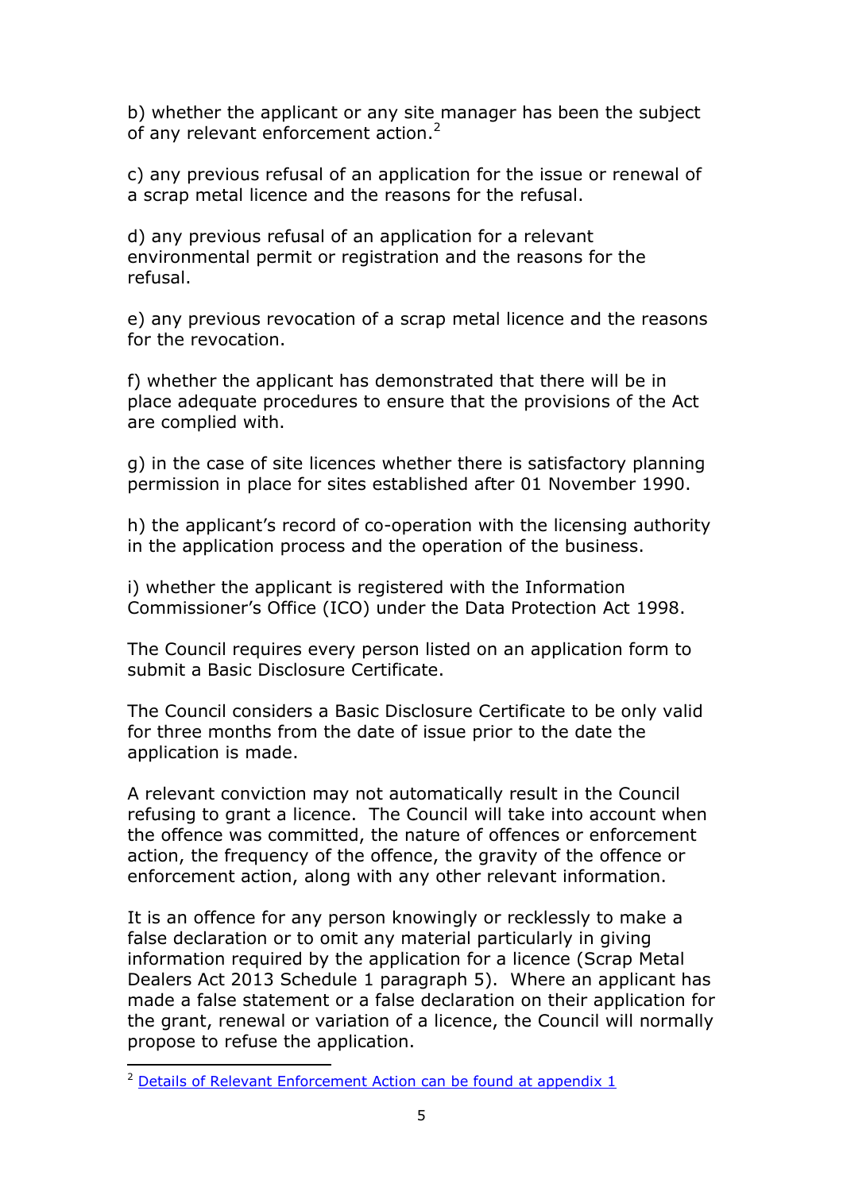b) whether the applicant or any site manager has been the subject of any relevant enforcement action.[2]

c) any previous refusal of an application for the issue or renewal of a scrap metal licence and the reasons for the refusal.

d) any previous refusal of an application for a relevant environmental permit or registration and the reasons for the refusal.

e) any previous revocation of a scrap metal licence and the reasons for the revocation.

f) whether the applicant has demonstrated that there will be in place adequate procedures to ensure that the provisions of the Act are complied with.

g) in the case of site licences whether there is satisfactory planning permission in place for sites established after 01 November 1990.

h) the applicant's record of co-operation with the licensing authority in the application process and the operation of the business.

i) whether the applicant is registered with the Information Commissioner's Office (ICO) under the Data Protection Act 1998.

The Council requires every person listed on an application form to submit a Basic Disclosure Certificate.

The Council considers a Basic Disclosure Certificate to be only valid for three months from the date of issue prior to the date the application is made.

A relevant conviction may not automatically result in the Council refusing to grant a licence. The Council will take into account when the offence was committed, the nature of offences or enforcement action, the frequency of the offence, the gravity of the offence or enforcement action, along with any other relevant information.

It is an offence for any person knowingly or recklessly to make a false declaration or to omit any material particularly in giving information required by the application for a licence (Scrap Metal Dealers Act 2013 Schedule 1 paragraph 5). Where an applicant has made a false statement or a false declaration on their application for the grant, renewal or variation of a licence, the Council will normally propose to refuse the application.

---

[2] Details of Relevant Enforcement Action can be found at appendix 1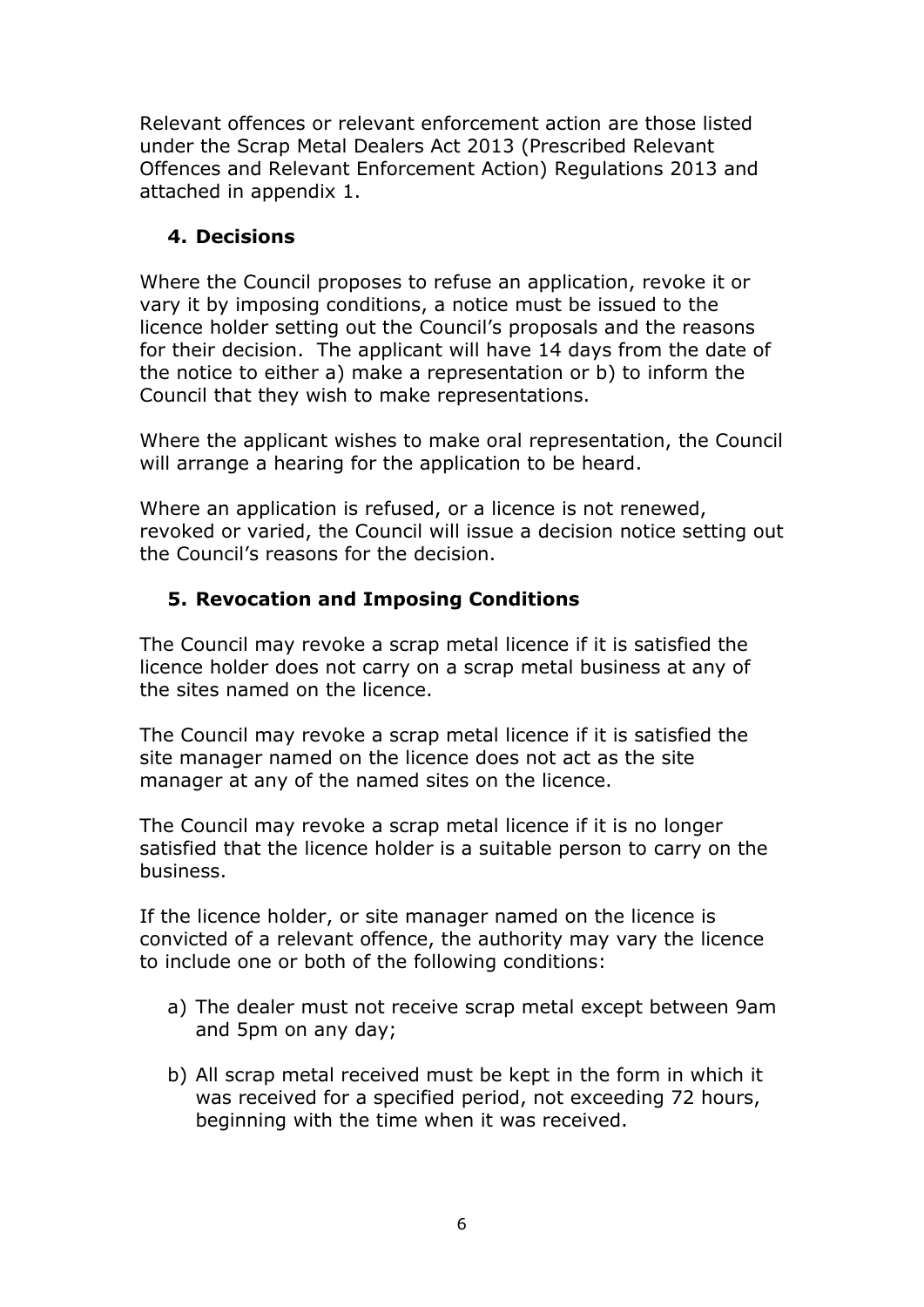Relevant offences or relevant enforcement action are those listed under the Scrap Metal Dealers Act 2013 (Prescribed Relevant Offences and Relevant Enforcement Action) Regulations 2013 and attached in appendix 1.

## 4. Decisions

Where the Council proposes to refuse an application, revoke it or vary it by imposing conditions, a notice must be issued to the licence holder setting out the Council's proposals and the reasons for their decision. The applicant will have 14 days from the date of the notice to either a) make a representation or b) to inform the Council that they wish to make representations.

Where the applicant wishes to make oral representation, the Council will arrange a hearing for the application to be heard.

Where an application is refused, or a licence is not renewed, revoked or varied, the Council will issue a decision notice setting out the Council's reasons for the decision.

## 5. Revocation and Imposing Conditions

The Council may revoke a scrap metal licence if it is satisfied the licence holder does not carry on a scrap metal business at any of the sites named on the licence.

The Council may revoke a scrap metal licence if it is satisfied the site manager named on the licence does not act as the site manager at any of the named sites on the licence.

The Council may revoke a scrap metal licence if it is no longer satisfied that the licence holder is a suitable person to carry on the business.

If the licence holder, or site manager named on the licence is convicted of a relevant offence, the authority may vary the licence to include one or both of the following conditions:

a) The dealer must not receive scrap metal except between 9am and 5pm on any day;

b) All scrap metal received must be kept in the form in which it was received for a specified period, not exceeding 72 hours, beginning with the time when it was received.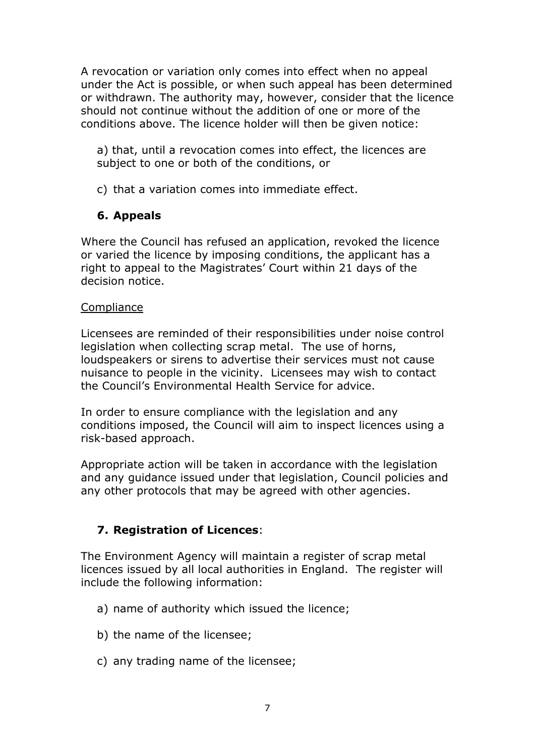A revocation or variation only comes into effect when no appeal under the Act is possible, or when such appeal has been determined or withdrawn. The authority may, however, consider that the licence should not continue without the addition of one or more of the conditions above. The licence holder will then be given notice:

a) that, until a revocation comes into effect, the licences are subject to one or both of the conditions, or

c) that a variation comes into immediate effect.

## 6. Appeals

Where the Council has refused an application, revoked the licence or varied the licence by imposing conditions, the applicant has a right to appeal to the Magistrates' Court within 21 days of the decision notice.

<u>Compliance</u>

Licensees are reminded of their responsibilities under noise control legislation when collecting scrap metal. The use of horns, loudspeakers or sirens to advertise their services must not cause nuisance to people in the vicinity. Licensees may wish to contact the Council's Environmental Health Service for advice.

In order to ensure compliance with the legislation and any conditions imposed, the Council will aim to inspect licences using a risk-based approach.

Appropriate action will be taken in accordance with the legislation and any guidance issued under that legislation, Council policies and any other protocols that may be agreed with other agencies.

## 7. Registration of Licences:

The Environment Agency will maintain a register of scrap metal licences issued by all local authorities in England. The register will include the following information:

a) name of authority which issued the licence;

b) the name of the licensee;

c) any trading name of the licensee;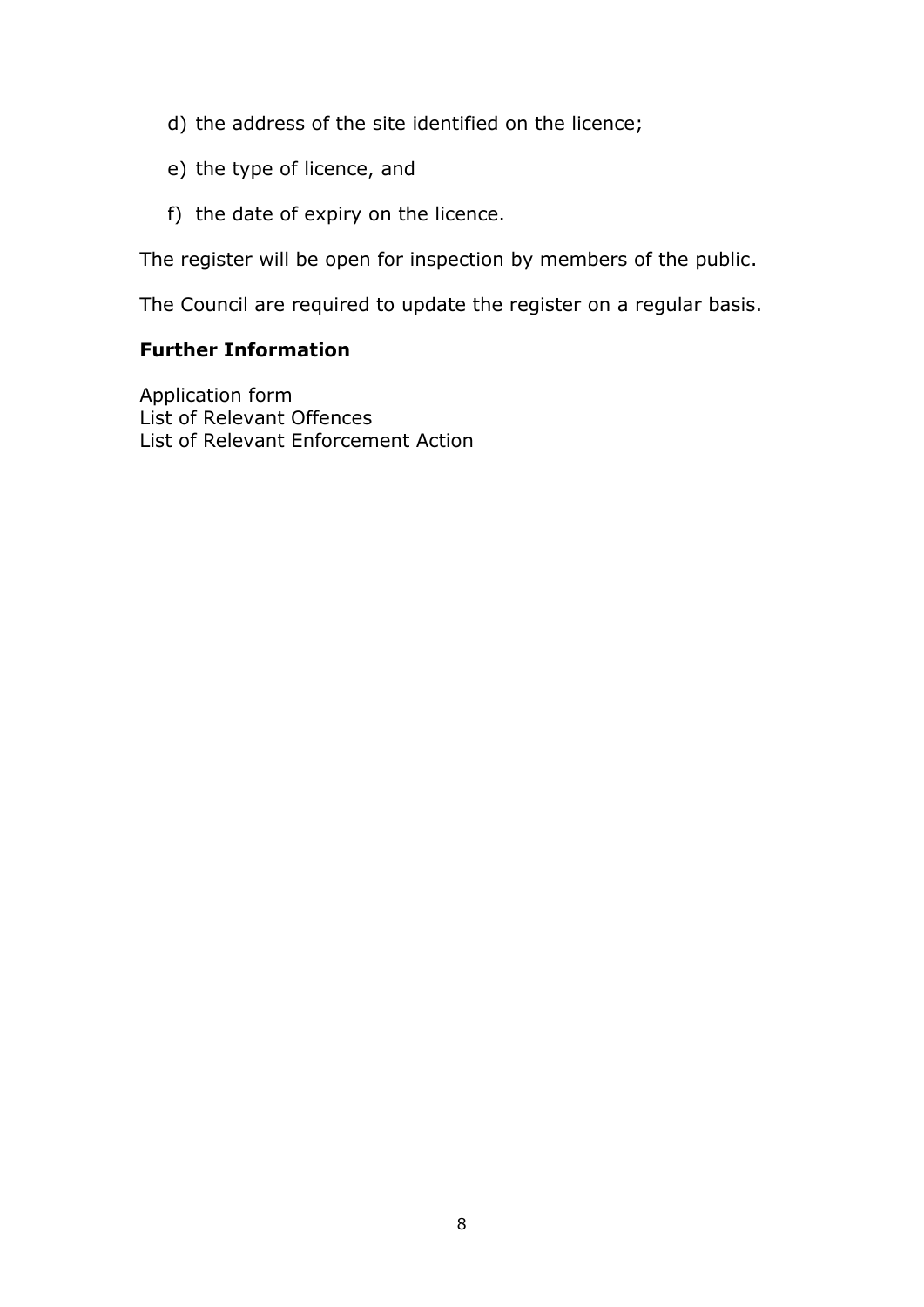d) the address of the site identified on the licence;

e) the type of licence, and

f) the date of expiry on the licence.

The register will be open for inspection by members of the public.

The Council are required to update the register on a regular basis.

**Further Information**

Application form
List of Relevant Offences
List of Relevant Enforcement Action